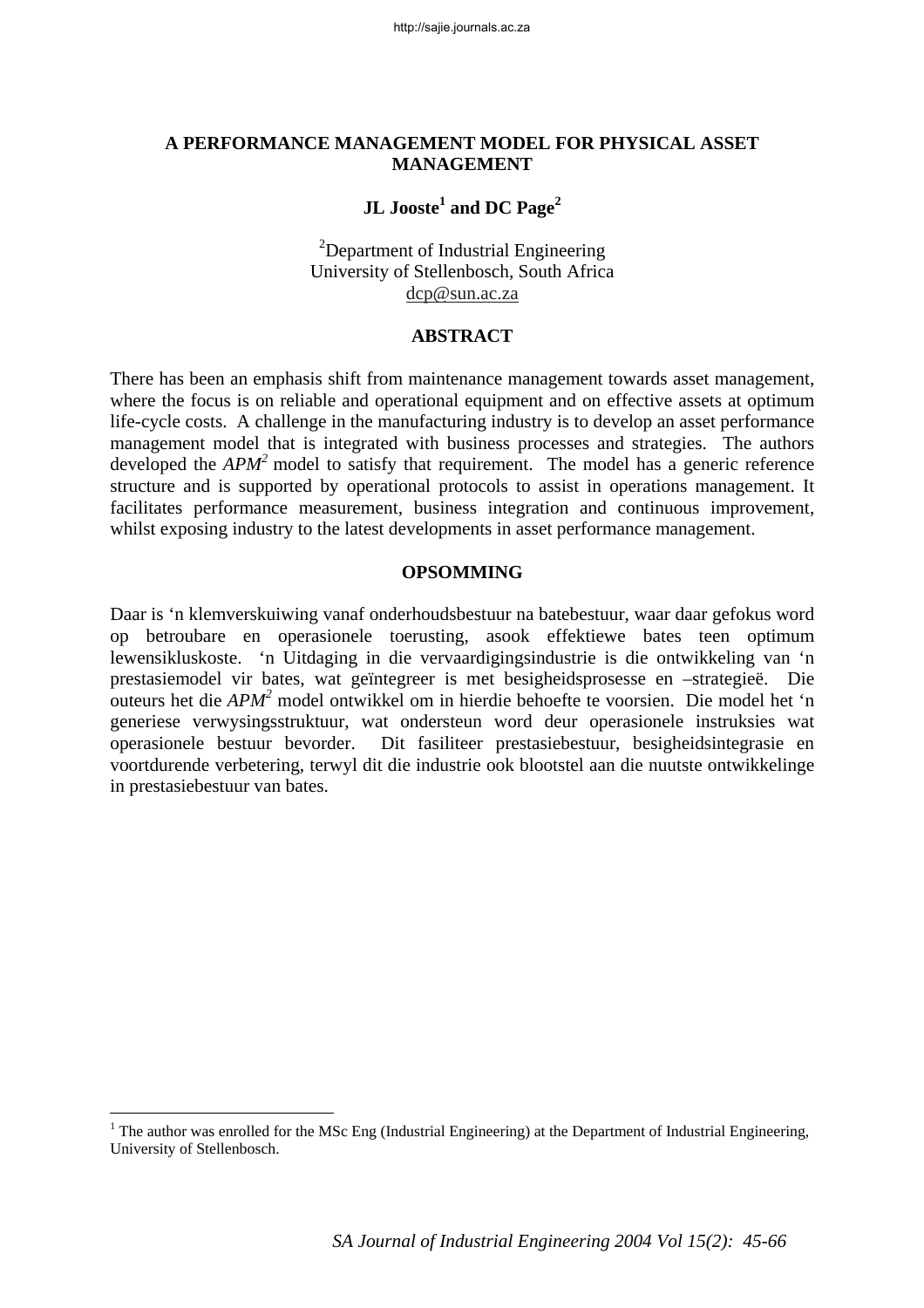# A PERFORMANCE MANAGEMENT MODEL FOR PHYSICAL ASSET MANAGEMENT

**JL Jooste[1] and DC Page[2]**

[2]Department of Industrial Engineering
University of Stellenbosch, South Africa
dcp@sun.ac.za

## ABSTRACT

There has been an emphasis shift from maintenance management towards asset management, where the focus is on reliable and operational equipment and on effective assets at optimum life-cycle costs. A challenge in the manufacturing industry is to develop an asset performance management model that is integrated with business processes and strategies. The authors developed the *APM²* model to satisfy that requirement. The model has a generic reference structure and is supported by operational protocols to assist in operations management. It facilitates performance measurement, business integration and continuous improvement, whilst exposing industry to the latest developments in asset performance management.

## OPSOMMING

Daar is 'n klemverskuiwing vanaf onderhoudsbestuur na batebestuur, waar daar gefokus word op betroubare en operasionele toerusting, asook effektiewe bates teen optimum lewensikluskoste. 'n Uitdaging in die vervaardigingsindustrie is die ontwikkeling van 'n prestasiemodel vir bates, wat geïntegreer is met besigheidsprosesse en –strategieë. Die outeurs het die *APM²* model ontwikkel om in hierdie behoefte te voorsien. Die model het 'n generiese verwysingsstruktuur, wat ondersteun word deur operasionele instruksies wat operasionele bestuur bevorder. Dit fasiliteer prestasiebestuur, besigheidsintegrasie en voortdurende verbetering, terwyl dit die industrie ook blootstel aan die nuutste ontwikkelinge in prestasiebestuur van bates.

[1] The author was enrolled for the MSc Eng (Industrial Engineering) at the Department of Industrial Engineering, University of Stellenbosch.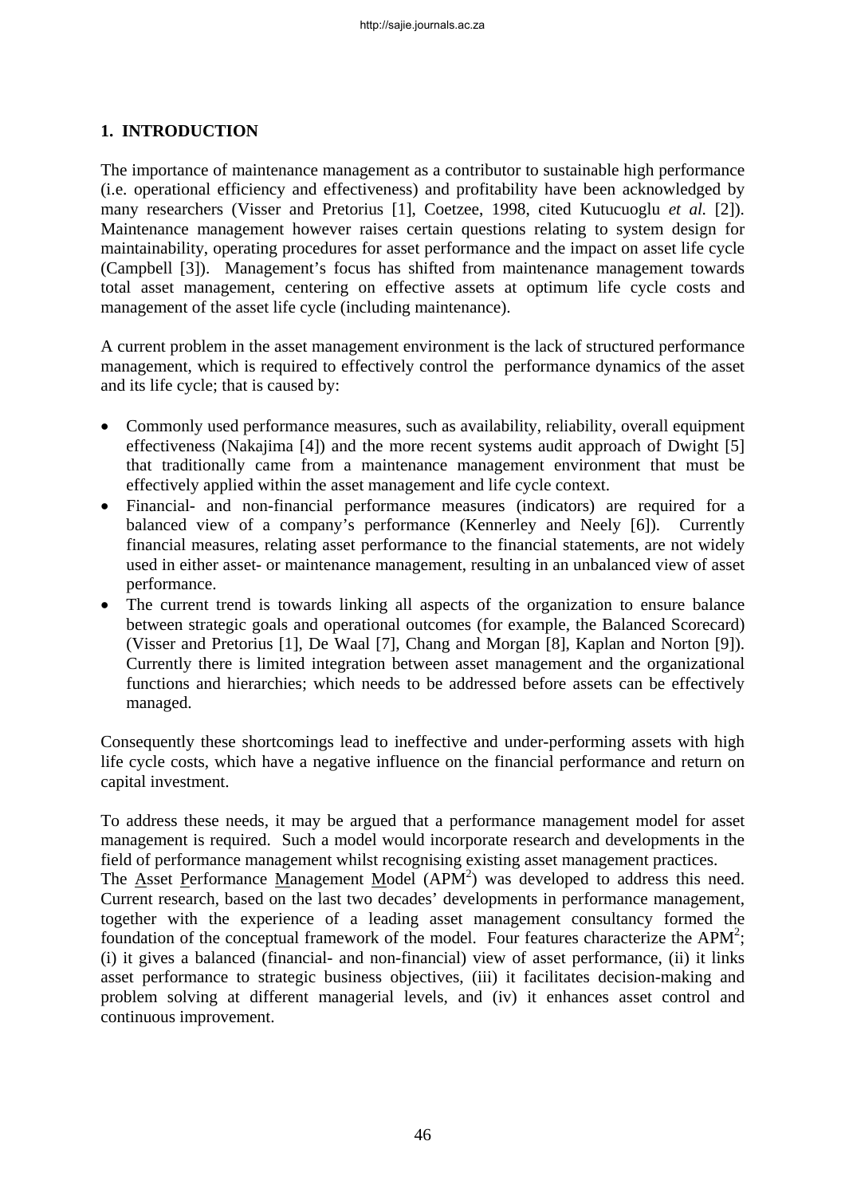## 1. INTRODUCTION

The importance of maintenance management as a contributor to sustainable high performance (i.e. operational efficiency and effectiveness) and profitability have been acknowledged by many researchers (Visser and Pretorius [1], Coetzee, 1998, cited Kutucuoglu *et al.* [2]). Maintenance management however raises certain questions relating to system design for maintainability, operating procedures for asset performance and the impact on asset life cycle (Campbell [3]). Management's focus has shifted from maintenance management towards total asset management, centering on effective assets at optimum life cycle costs and management of the asset life cycle (including maintenance).

A current problem in the asset management environment is the lack of structured performance management, which is required to effectively control the performance dynamics of the asset and its life cycle; that is caused by:

- Commonly used performance measures, such as availability, reliability, overall equipment effectiveness (Nakajima [4]) and the more recent systems audit approach of Dwight [5] that traditionally came from a maintenance management environment that must be effectively applied within the asset management and life cycle context.
- Financial- and non-financial performance measures (indicators) are required for a balanced view of a company's performance (Kennerley and Neely [6]). Currently financial measures, relating asset performance to the financial statements, are not widely used in either asset- or maintenance management, resulting in an unbalanced view of asset performance.
- The current trend is towards linking all aspects of the organization to ensure balance between strategic goals and operational outcomes (for example, the Balanced Scorecard) (Visser and Pretorius [1], De Waal [7], Chang and Morgan [8], Kaplan and Norton [9]). Currently there is limited integration between asset management and the organizational functions and hierarchies; which needs to be addressed before assets can be effectively managed.

Consequently these shortcomings lead to ineffective and under-performing assets with high life cycle costs, which have a negative influence on the financial performance and return on capital investment.

To address these needs, it may be argued that a performance management model for asset management is required. Such a model would incorporate research and developments in the field of performance management whilst recognising existing asset management practices. The Asset Performance Management Model ($APM^2$) was developed to address this need. Current research, based on the last two decades' developments in performance management, together with the experience of a leading asset management consultancy formed the foundation of the conceptual framework of the model. Four features characterize the $APM^2$; (i) it gives a balanced (financial- and non-financial) view of asset performance, (ii) it links asset performance to strategic business objectives, (iii) it facilitates decision-making and problem solving at different managerial levels, and (iv) it enhances asset control and continuous improvement.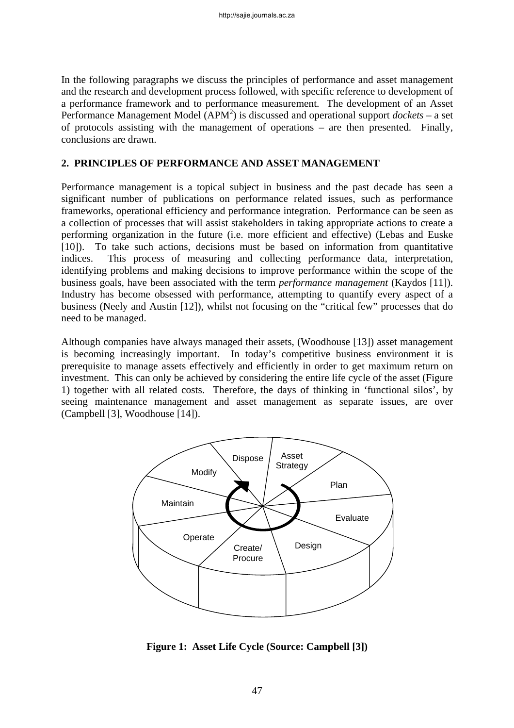In the following paragraphs we discuss the principles of performance and asset management and the research and development process followed, with specific reference to development of a performance framework and to performance measurement. The development of an Asset Performance Management Model ($APM^2$) is discussed and operational support *dockets* – a set of protocols assisting with the management of operations – are then presented. Finally, conclusions are drawn.

## 2. PRINCIPLES OF PERFORMANCE AND ASSET MANAGEMENT

Performance management is a topical subject in business and the past decade has seen a significant number of publications on performance related issues, such as performance frameworks, operational efficiency and performance integration. Performance can be seen as a collection of processes that will assist stakeholders in taking appropriate actions to create a performing organization in the future (i.e. more efficient and effective) (Lebas and Euske [10]). To take such actions, decisions must be based on information from quantitative indices. This process of measuring and collecting performance data, interpretation, identifying problems and making decisions to improve performance within the scope of the business goals, have been associated with the term *performance management* (Kaydos [11]). Industry has become obsessed with performance, attempting to quantify every aspect of a business (Neely and Austin [12]), whilst not focusing on the "critical few" processes that do need to be managed.

Although companies have always managed their assets, (Woodhouse [13]) asset management is becoming increasingly important. In today's competitive business environment it is prerequisite to manage assets effectively and efficiently in order to get maximum return on investment. This can only be achieved by considering the entire life cycle of the asset (Figure 1) together with all related costs. Therefore, the days of thinking in 'functional silos', by seeing maintenance management and asset management as separate issues, are over (Campbell [3], Woodhouse [14]).

**Figure 1: Asset Life Cycle (Source: Campbell [3])**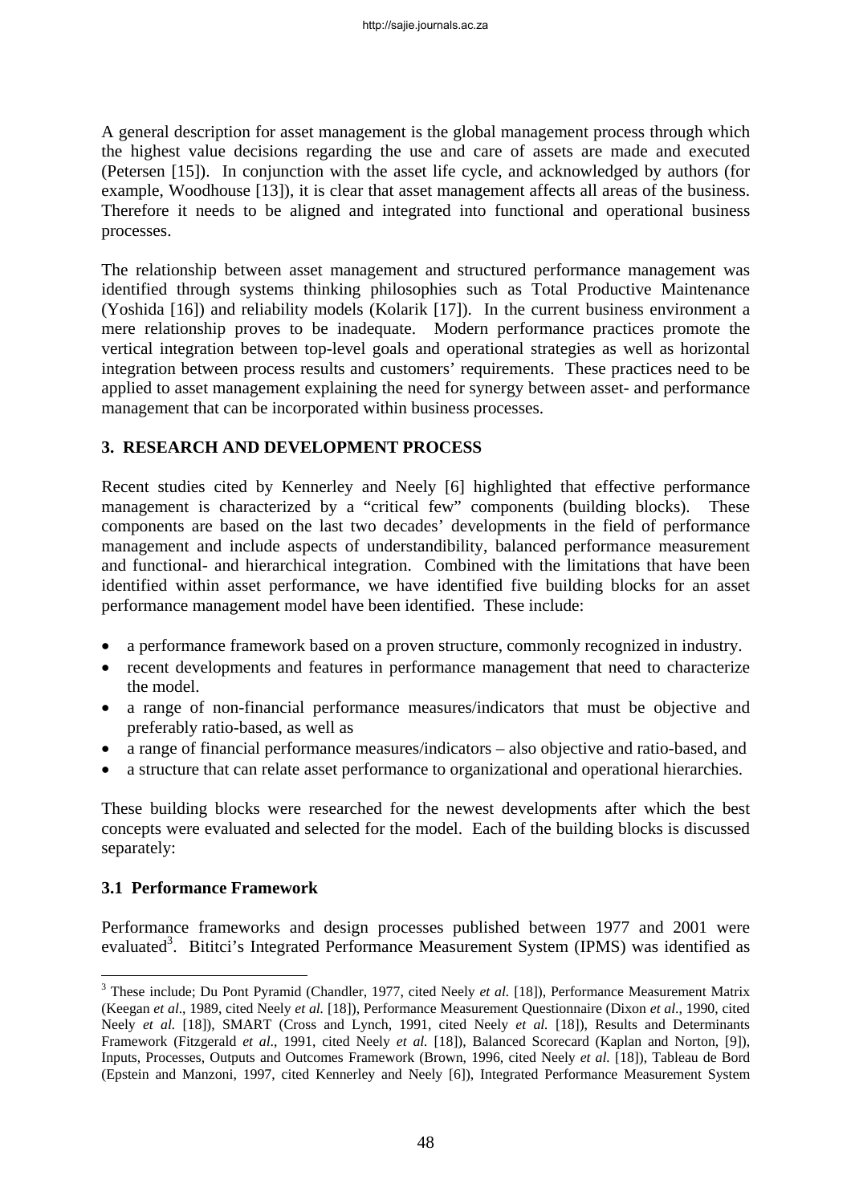A general description for asset management is the global management process through which the highest value decisions regarding the use and care of assets are made and executed (Petersen [15]). In conjunction with the asset life cycle, and acknowledged by authors (for example, Woodhouse [13]), it is clear that asset management affects all areas of the business. Therefore it needs to be aligned and integrated into functional and operational business processes.

The relationship between asset management and structured performance management was identified through systems thinking philosophies such as Total Productive Maintenance (Yoshida [16]) and reliability models (Kolarik [17]). In the current business environment a mere relationship proves to be inadequate. Modern performance practices promote the vertical integration between top-level goals and operational strategies as well as horizontal integration between process results and customers' requirements. These practices need to be applied to asset management explaining the need for synergy between asset- and performance management that can be incorporated within business processes.

## 3. RESEARCH AND DEVELOPMENT PROCESS

Recent studies cited by Kennerley and Neely [6] highlighted that effective performance management is characterized by a "critical few" components (building blocks). These components are based on the last two decades' developments in the field of performance management and include aspects of understandibility, balanced performance measurement and functional- and hierarchical integration. Combined with the limitations that have been identified within asset performance, we have identified five building blocks for an asset performance management model have been identified. These include:

- a performance framework based on a proven structure, commonly recognized in industry.
- recent developments and features in performance management that need to characterize the model.
- a range of non-financial performance measures/indicators that must be objective and preferably ratio-based, as well as
- a range of financial performance measures/indicators – also objective and ratio-based, and
- a structure that can relate asset performance to organizational and operational hierarchies.

These building blocks were researched for the newest developments after which the best concepts were evaluated and selected for the model. Each of the building blocks is discussed separately:

### 3.1 Performance Framework

Performance frameworks and design processes published between 1977 and 2001 were evaluated[3]. Bititci's Integrated Performance Measurement System (IPMS) was identified as

[3] These include; Du Pont Pyramid (Chandler, 1977, cited Neely *et al.* [18]), Performance Measurement Matrix (Keegan *et al*., 1989, cited Neely *et al.* [18]), Performance Measurement Questionnaire (Dixon *et al*., 1990, cited Neely *et al.* [18]), SMART (Cross and Lynch, 1991, cited Neely *et al.* [18]), Results and Determinants Framework (Fitzgerald *et al*., 1991, cited Neely *et al.* [18]), Balanced Scorecard (Kaplan and Norton, [9]), Inputs, Processes, Outputs and Outcomes Framework (Brown, 1996, cited Neely *et al.* [18]), Tableau de Bord (Epstein and Manzoni, 1997, cited Kennerley and Neely [6]), Integrated Performance Measurement System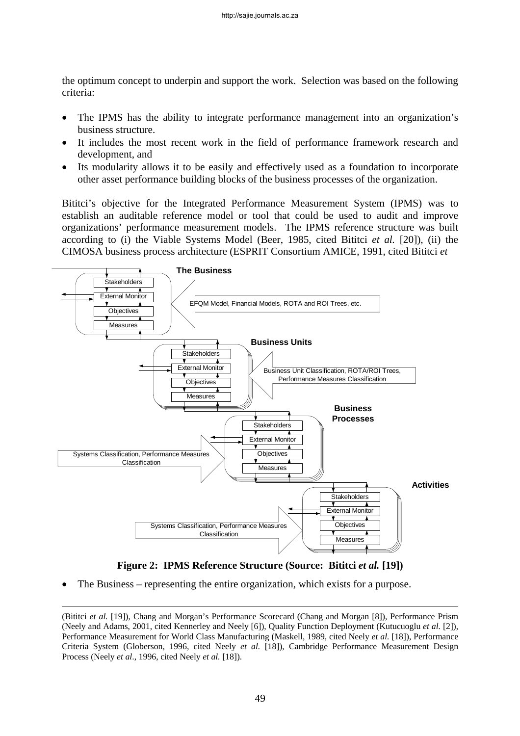the optimum concept to underpin and support the work. Selection was based on the following criteria:

- The IPMS has the ability to integrate performance management into an organization's business structure.
- It includes the most recent work in the field of performance framework research and development, and
- Its modularity allows it to be easily and effectively used as a foundation to incorporate other asset performance building blocks of the business processes of the organization.

Bititci's objective for the Integrated Performance Measurement System (IPMS) was to establish an auditable reference model or tool that could be used to audit and improve organizations' performance measurement models. The IPMS reference structure was built according to (i) the Viable Systems Model (Beer, 1985, cited Bititci *et al.* [20]), (ii) the CIMOSA business process architecture (ESPRIT Consortium AMICE, 1991, cited Bititci *et*

**Figure 2: IPMS Reference Structure (Source: Bititci *et al.* [19])**

- The Business – representing the entire organization, which exists for a purpose.

(Bititci *et al.* [19]), Chang and Morgan's Performance Scorecard (Chang and Morgan [8]), Performance Prism (Neely and Adams, 2001, cited Kennerley and Neely [6]), Quality Function Deployment (Kutucuoglu *et al.* [2]), Performance Measurement for World Class Manufacturing (Maskell, 1989, cited Neely *et al.* [18]), Performance Criteria System (Globerson, 1996, cited Neely *et al.* [18]), Cambridge Performance Measurement Design Process (Neely *et al.*, 1996, cited Neely *et al.* [18]).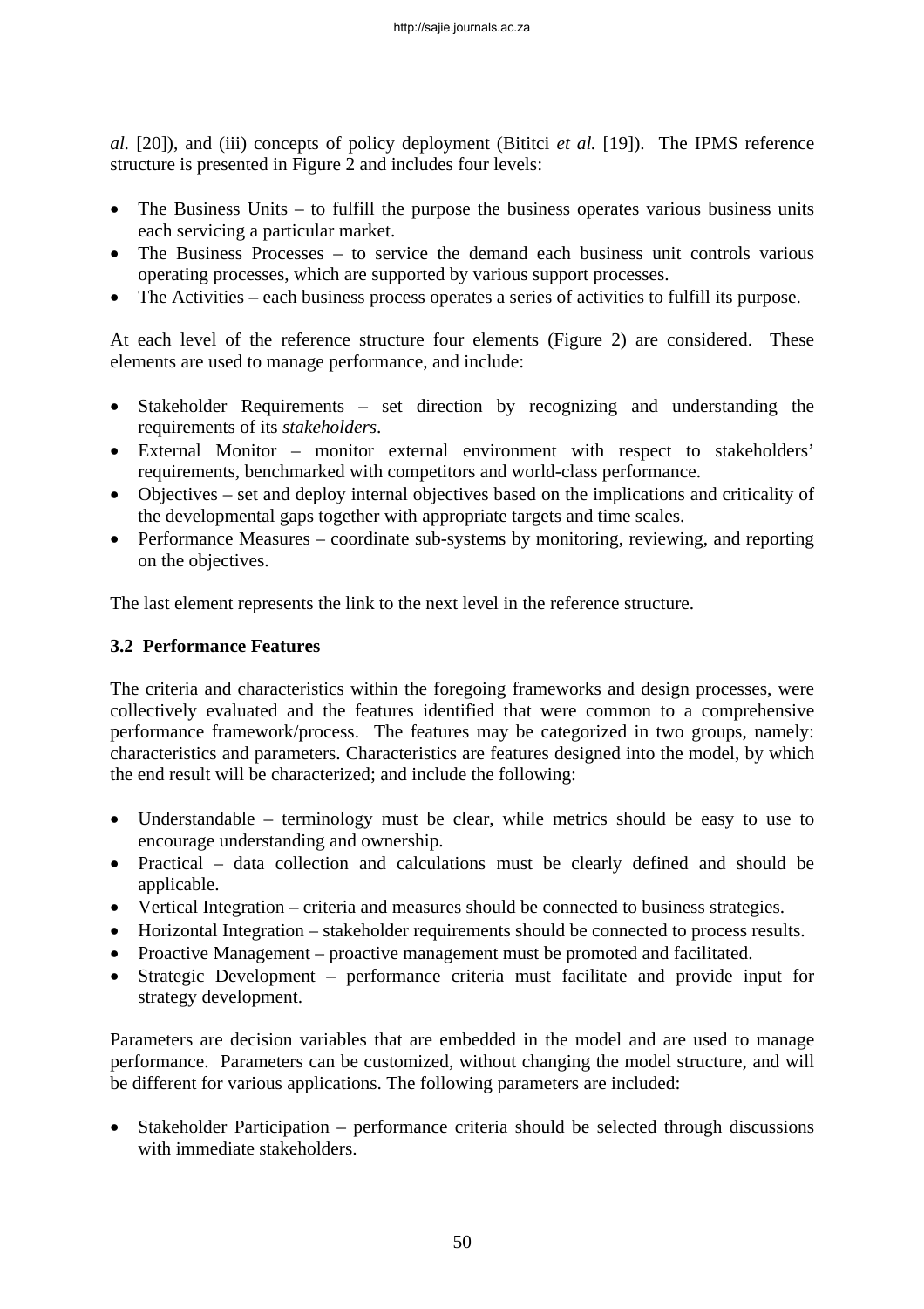*al.* [20]), and (iii) concepts of policy deployment (Bititci *et al.* [19]). The IPMS reference structure is presented in Figure 2 and includes four levels:

- The Business Units – to fulfill the purpose the business operates various business units each servicing a particular market.
- The Business Processes – to service the demand each business unit controls various operating processes, which are supported by various support processes.
- The Activities – each business process operates a series of activities to fulfill its purpose.

At each level of the reference structure four elements (Figure 2) are considered. These elements are used to manage performance, and include:

- Stakeholder Requirements – set direction by recognizing and understanding the requirements of its *stakeholders*.
- External Monitor – monitor external environment with respect to stakeholders' requirements, benchmarked with competitors and world-class performance.
- Objectives – set and deploy internal objectives based on the implications and criticality of the developmental gaps together with appropriate targets and time scales.
- Performance Measures – coordinate sub-systems by monitoring, reviewing, and reporting on the objectives.

The last element represents the link to the next level in the reference structure.

### 3.2 Performance Features

The criteria and characteristics within the foregoing frameworks and design processes, were collectively evaluated and the features identified that were common to a comprehensive performance framework/process. The features may be categorized in two groups, namely: characteristics and parameters. Characteristics are features designed into the model, by which the end result will be characterized; and include the following:

- Understandable – terminology must be clear, while metrics should be easy to use to encourage understanding and ownership.
- Practical – data collection and calculations must be clearly defined and should be applicable.
- Vertical Integration – criteria and measures should be connected to business strategies.
- Horizontal Integration – stakeholder requirements should be connected to process results.
- Proactive Management – proactive management must be promoted and facilitated.
- Strategic Development – performance criteria must facilitate and provide input for strategy development.

Parameters are decision variables that are embedded in the model and are used to manage performance. Parameters can be customized, without changing the model structure, and will be different for various applications. The following parameters are included:

- Stakeholder Participation – performance criteria should be selected through discussions with immediate stakeholders.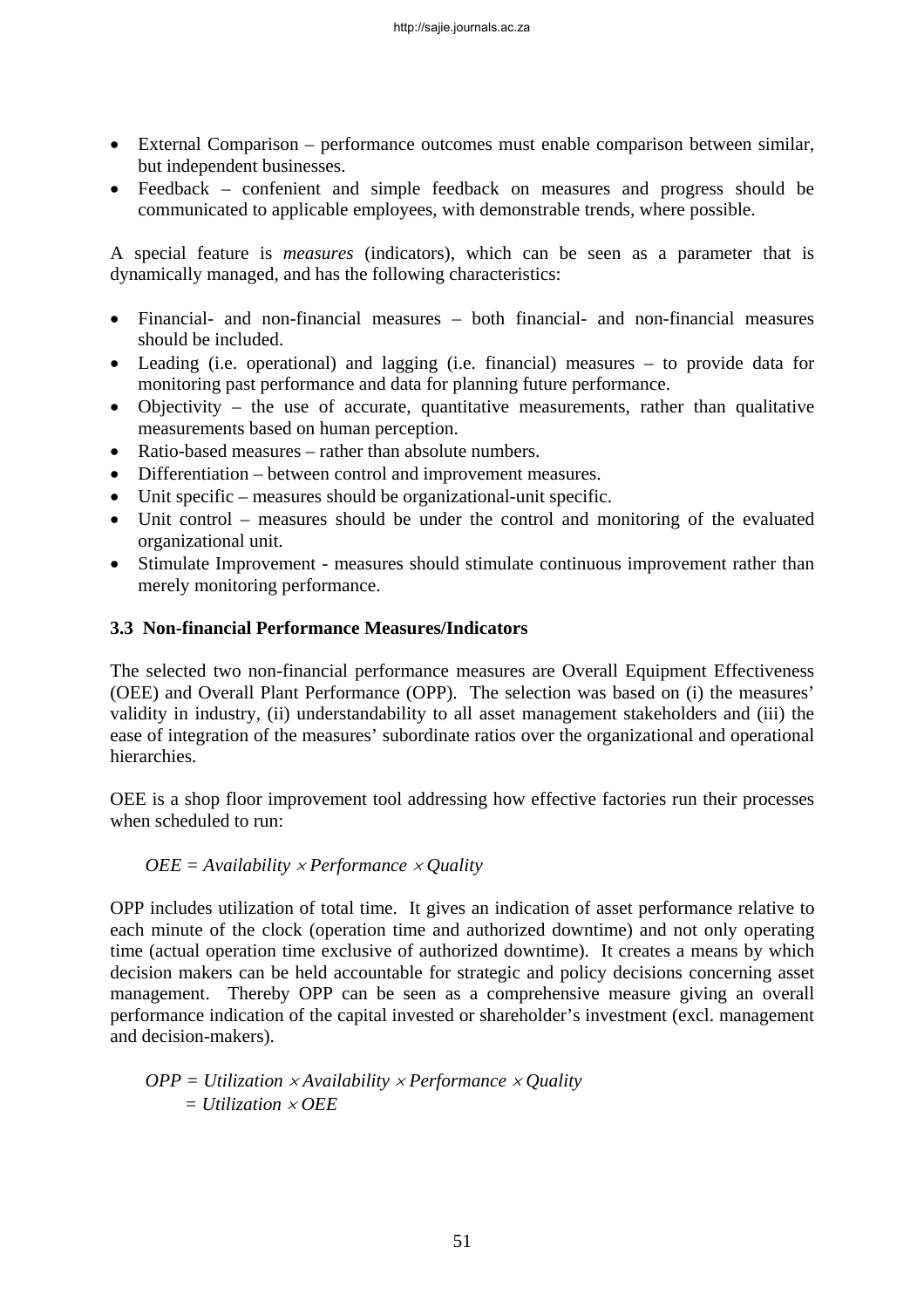- External Comparison – performance outcomes must enable comparison between similar, but independent businesses.
- Feedback – confenient and simple feedback on measures and progress should be communicated to applicable employees, with demonstrable trends, where possible.

A special feature is *measures* (indicators), which can be seen as a parameter that is dynamically managed, and has the following characteristics:

- Financial- and non-financial measures – both financial- and non-financial measures should be included.
- Leading (i.e. operational) and lagging (i.e. financial) measures – to provide data for monitoring past performance and data for planning future performance.
- Objectivity – the use of accurate, quantitative measurements, rather than qualitative measurements based on human perception.
- Ratio-based measures – rather than absolute numbers.
- Differentiation – between control and improvement measures.
- Unit specific – measures should be organizational-unit specific.
- Unit control – measures should be under the control and monitoring of the evaluated organizational unit.
- Stimulate Improvement - measures should stimulate continuous improvement rather than merely monitoring performance.

### 3.3 Non-financial Performance Measures/Indicators

The selected two non-financial performance measures are Overall Equipment Effectiveness (OEE) and Overall Plant Performance (OPP). The selection was based on (i) the measures' validity in industry, (ii) understandability to all asset management stakeholders and (iii) the ease of integration of the measures' subordinate ratios over the organizational and operational hierarchies.

OEE is a shop floor improvement tool addressing how effective factories run their processes when scheduled to run:

$$OEE = Availability \times Performance \times Quality$$

OPP includes utilization of total time. It gives an indication of asset performance relative to each minute of the clock (operation time and authorized downtime) and not only operating time (actual operation time exclusive of authorized downtime). It creates a means by which decision makers can be held accountable for strategic and policy decisions concerning asset management. Thereby OPP can be seen as a comprehensive measure giving an overall performance indication of the capital invested or shareholder's investment (excl. management and decision-makers).

$$\begin{aligned} OPP &= Utilization \times Availability \times Performance \times Quality \\ &= Utilization \times OEE \end{aligned}$$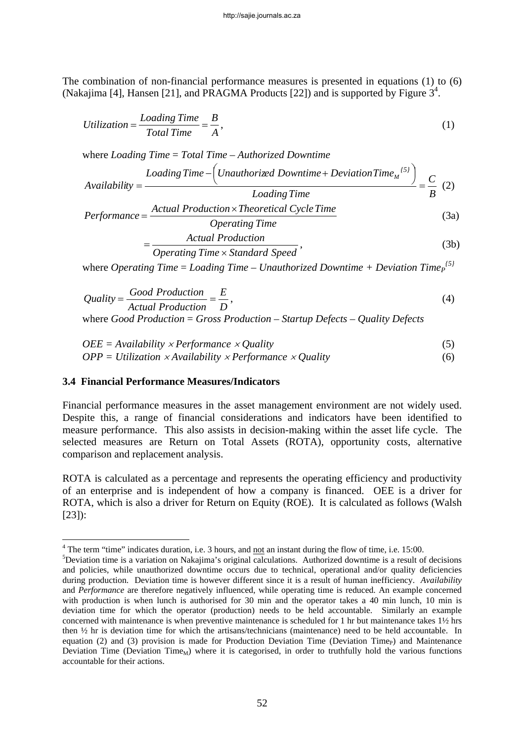The combination of non-financial performance measures is presented in equations (1) to (6) (Nakajima [4], Hansen [21], and PRAGMA Products [22]) and is supported by Figure 3[4].

$$Utilization = \frac{Loading\ Time}{Total\ Time} = \frac{B}{A}, \tag{1}$$

where *Loading Time* = *Total Time* – *Authorized Downtime*

$$Availability = \frac{Loading\ Time - \left(Unauthorized\ Downtime + Deviation\ Time_M{}^{\{5\}}\right)}{Loading\ Time} = \frac{C}{B} \tag{2}$$

$$Performance = \frac{Actual\ Production \times Theoretical\ Cycle\ Time}{Operating\ Time} \tag{3a}$$

$$= \frac{Actual\ Production}{Operating\ Time \times Standard\ Speed}, \tag{3b}$$

where *Operating Time* = *Loading Time* – *Unauthorized Downtime* + *Deviation Time*$_P{}^{\{5\}}$

$$Quality = \frac{Good\ Production}{Actual\ Production} = \frac{E}{D}, \tag{4}$$

where *Good Production* = *Gross Production* – *Startup Defects* – *Quality Defects*

$$OEE = Availability \times Performance \times Quality \tag{5}$$

$$OPP = Utilization \times Availability \times Performance \times Quality \tag{6}$$

### 3.4 Financial Performance Measures/Indicators

Financial performance measures in the asset management environment are not widely used. Despite this, a range of financial considerations and indicators have been identified to measure performance. This also assists in decision-making within the asset life cycle. The selected measures are Return on Total Assets (ROTA), opportunity costs, alternative comparison and replacement analysis.

ROTA is calculated as a percentage and represents the operating efficiency and productivity of an enterprise and is independent of how a company is financed. OEE is a driver for ROTA, which is also a driver for Return on Equity (ROE). It is calculated as follows (Walsh [23]):

---

[4] The term "time" indicates duration, i.e. 3 hours, and not an instant during the flow of time, i.e. 15:00.

[5] Deviation time is a variation on Nakajima's original calculations. Authorized downtime is a result of decisions and policies, while unauthorized downtime occurs due to technical, operational and/or quality deficiencies during production. Deviation time is however different since it is a result of human inefficiency. *Availability* and *Performance* are therefore negatively influenced, while operating time is reduced. An example concerned with production is when lunch is authorised for 30 min and the operator takes a 40 min lunch, 10 min is deviation time for which the operator (production) needs to be held accountable. Similarly an example concerned with maintenance is when preventive maintenance is scheduled for 1 hr but maintenance takes 1½ hrs then ½ hr is deviation time for which the artisans/technicians (maintenance) need to be held accountable. In equation (2) and (3) provision is made for Production Deviation Time (Deviation Time$_P$) and Maintenance Deviation Time (Deviation Time$_M$) where it is categorised, in order to truthfully hold the various functions accountable for their actions.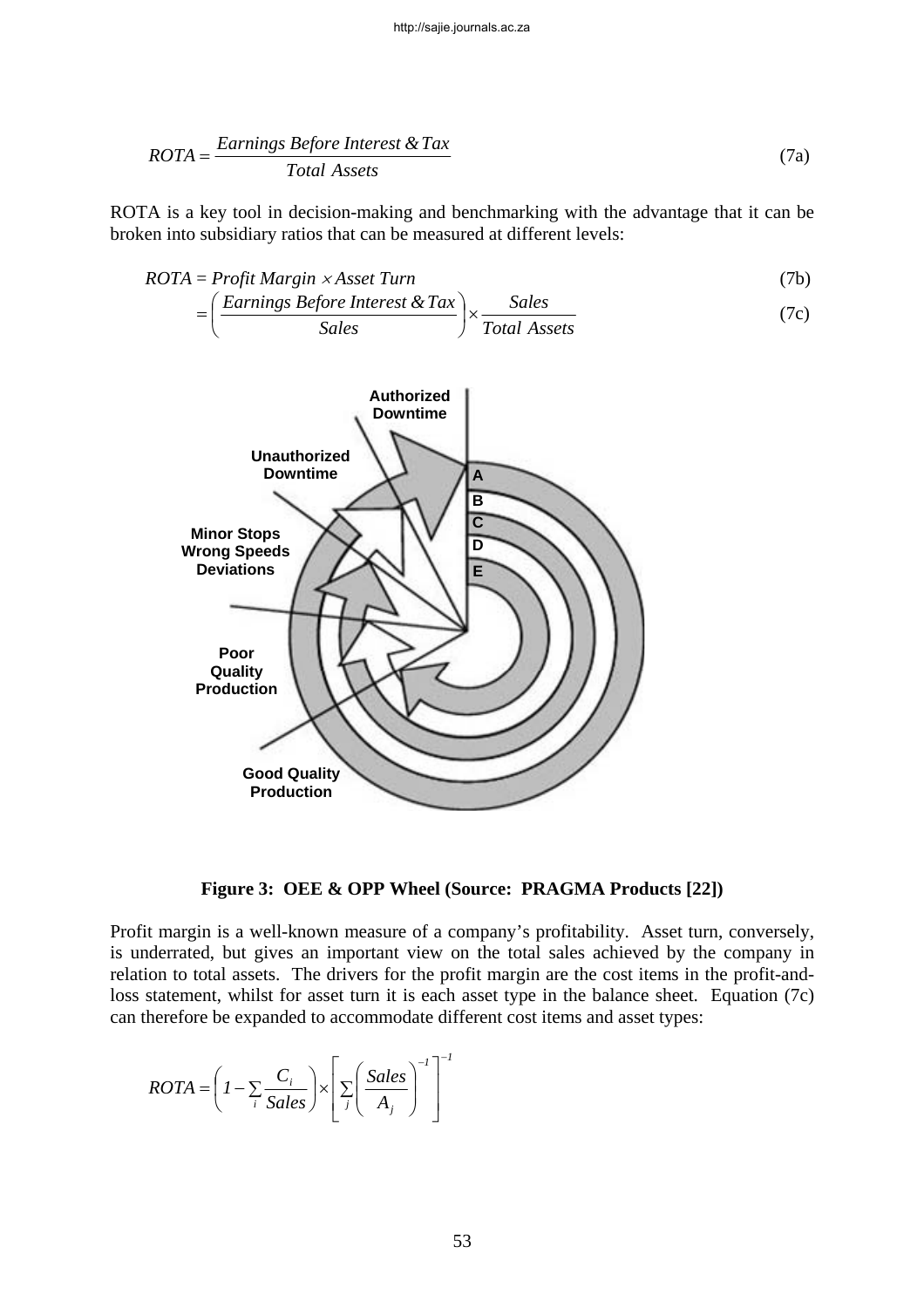$$ROTA = \frac{Earnings\ Before\ Interest\ \&\ Tax}{Total\ Assets} \tag{7a}$$

ROTA is a key tool in decision-making and benchmarking with the advantage that it can be broken into subsidiary ratios that can be measured at different levels:

$$ROTA = Profit\ Margin \times Asset\ Turn \tag{7b}$$

$$= \left(\frac{Earnings\ Before\ Interest\ \&\ Tax}{Sales}\right) \times \frac{Sales}{Total\ Assets} \tag{7c}$$

**Figure 3: OEE & OPP Wheel (Source: PRAGMA Products [22])**

Profit margin is a well-known measure of a company's profitability. Asset turn, conversely, is underrated, but gives an important view on the total sales achieved by the company in relation to total assets. The drivers for the profit margin are the cost items in the profit-and-loss statement, whilst for asset turn it is each asset type in the balance sheet. Equation (7c) can therefore be expanded to accommodate different cost items and asset types:

$$ROTA = \left(1 - \sum_i \frac{C_i}{Sales}\right) \times \left[\sum_j \left(\frac{Sales}{A_j}\right)^{-1}\right]^{-1}$$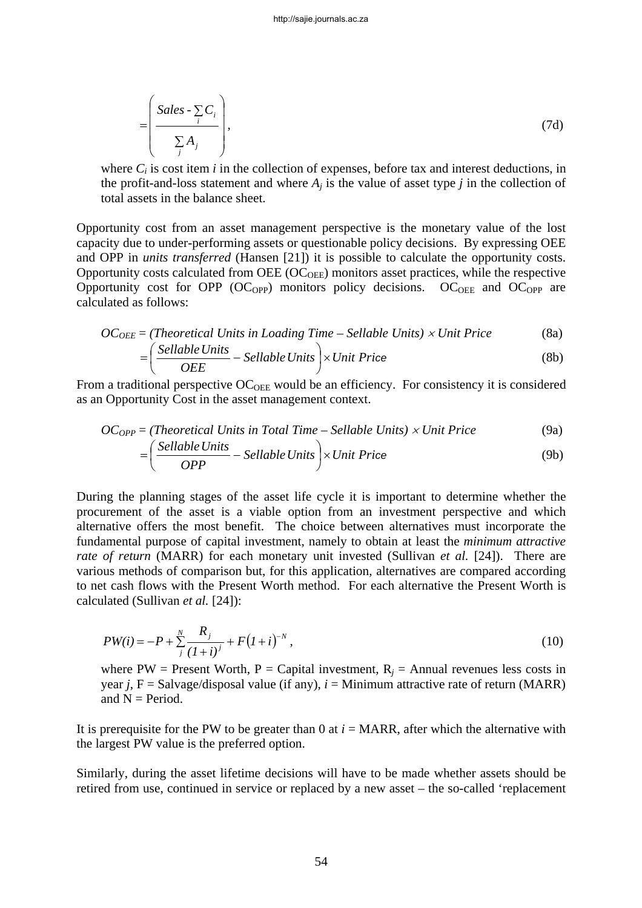$$= \left( \frac{Sales - \sum_i C_i}{\sum_j A_j} \right), \tag{7d}$$

where $C_i$ is cost item *i* in the collection of expenses, before tax and interest deductions, in the profit-and-loss statement and where $A_j$ is the value of asset type *j* in the collection of total assets in the balance sheet.

Opportunity cost from an asset management perspective is the monetary value of the lost capacity due to under-performing assets or questionable policy decisions. By expressing OEE and OPP in *units transferred* (Hansen [21]) it is possible to calculate the opportunity costs. Opportunity costs calculated from OEE ($OC_{OEE}$) monitors asset practices, while the respective Opportunity cost for OPP ($OC_{OPP}$) monitors policy decisions. $OC_{OEE}$ and $OC_{OPP}$ are calculated as follows:

$$OC_{OEE} = (\text{Theoretical Units in Loading Time} - \text{Sellable Units}) \times \text{Unit Price} \tag{8a}$$

$$= \left( \frac{\text{Sellable Units}}{OEE} - \text{Sellable Units} \right) \times \text{Unit Price} \tag{8b}$$

From a traditional perspective $OC_{OEE}$ would be an efficiency. For consistency it is considered as an Opportunity Cost in the asset management context.

$$OC_{OPP} = (\text{Theoretical Units in Total Time} - \text{Sellable Units}) \times \text{Unit Price} \tag{9a}$$

$$= \left( \frac{\text{Sellable Units}}{OPP} - \text{Sellable Units} \right) \times \text{Unit Price} \tag{9b}$$

During the planning stages of the asset life cycle it is important to determine whether the procurement of the asset is a viable option from an investment perspective and which alternative offers the most benefit. The choice between alternatives must incorporate the fundamental purpose of capital investment, namely to obtain at least the *minimum attractive rate of return* (MARR) for each monetary unit invested (Sullivan *et al.* [24]). There are various methods of comparison but, for this application, alternatives are compared according to net cash flows with the Present Worth method. For each alternative the Present Worth is calculated (Sullivan *et al.* [24]):

$$PW(i) = -P + \sum_{j}^{N} \frac{R_j}{(1+i)^j} + F(1+i)^{-N}, \tag{10}$$

where PW = Present Worth, P = Capital investment, $R_j$ = Annual revenues less costs in year *j*, F = Salvage/disposal value (if any), *i* = Minimum attractive rate of return (MARR) and N = Period.

It is prerequisite for the PW to be greater than 0 at *i* = MARR, after which the alternative with the largest PW value is the preferred option.

Similarly, during the asset lifetime decisions will have to be made whether assets should be retired from use, continued in service or replaced by a new asset – the so-called 'replacement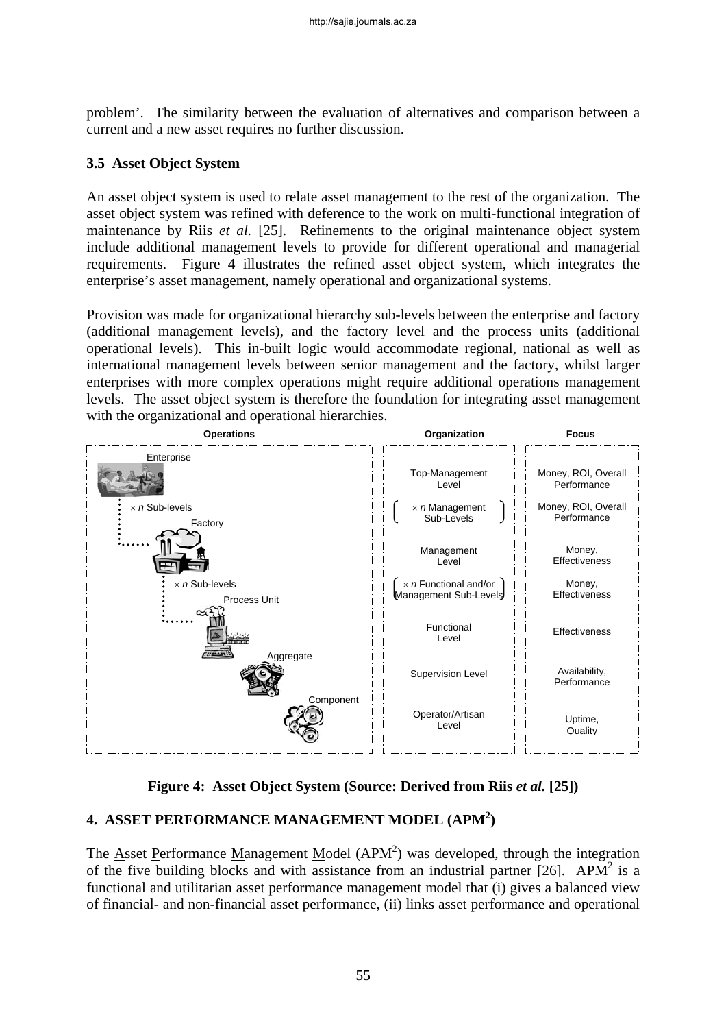problem'. The similarity between the evaluation of alternatives and comparison between a current and a new asset requires no further discussion.

### 3.5 Asset Object System

An asset object system is used to relate asset management to the rest of the organization. The asset object system was refined with deference to the work on multi-functional integration of maintenance by Riis *et al.* [25]. Refinements to the original maintenance object system include additional management levels to provide for different operational and managerial requirements. Figure 4 illustrates the refined asset object system, which integrates the enterprise's asset management, namely operational and organizational systems.

Provision was made for organizational hierarchy sub-levels between the enterprise and factory (additional management levels), and the factory level and the process units (additional operational levels). This in-built logic would accommodate regional, national as well as international management levels between senior management and the factory, whilst larger enterprises with more complex operations might require additional operations management levels. The asset object system is therefore the foundation for integrating asset management with the organizational and operational hierarchies.

| Operations | Organization | Focus |
|---|---|---|
| Enterprise | Top-Management Level | Money, ROI, Overall Performance |
| × *n* Sub-levels | × *n* Management Sub-Levels | Money, ROI, Overall Performance |
| Factory | Management Level | Money, Effectiveness |
| × *n* Sub-levels | × *n* Functional and/or Management Sub-Levels | Money, Effectiveness |
| Process Unit | Functional Level | Effectiveness |
| Aggregate | Supervision Level | Availability, Performance |
| Component | Operator/Artisan Level | Uptime, Quality |

**Figure 4: Asset Object System (Source: Derived from Riis *et al.* [25])**

## 4. ASSET PERFORMANCE MANAGEMENT MODEL (APM²)

The Asset Performance Management Model (APM²) was developed, through the integration of the five building blocks and with assistance from an industrial partner [26]. APM² is a functional and utilitarian asset performance management model that (i) gives a balanced view of financial- and non-financial asset performance, (ii) links asset performance and operational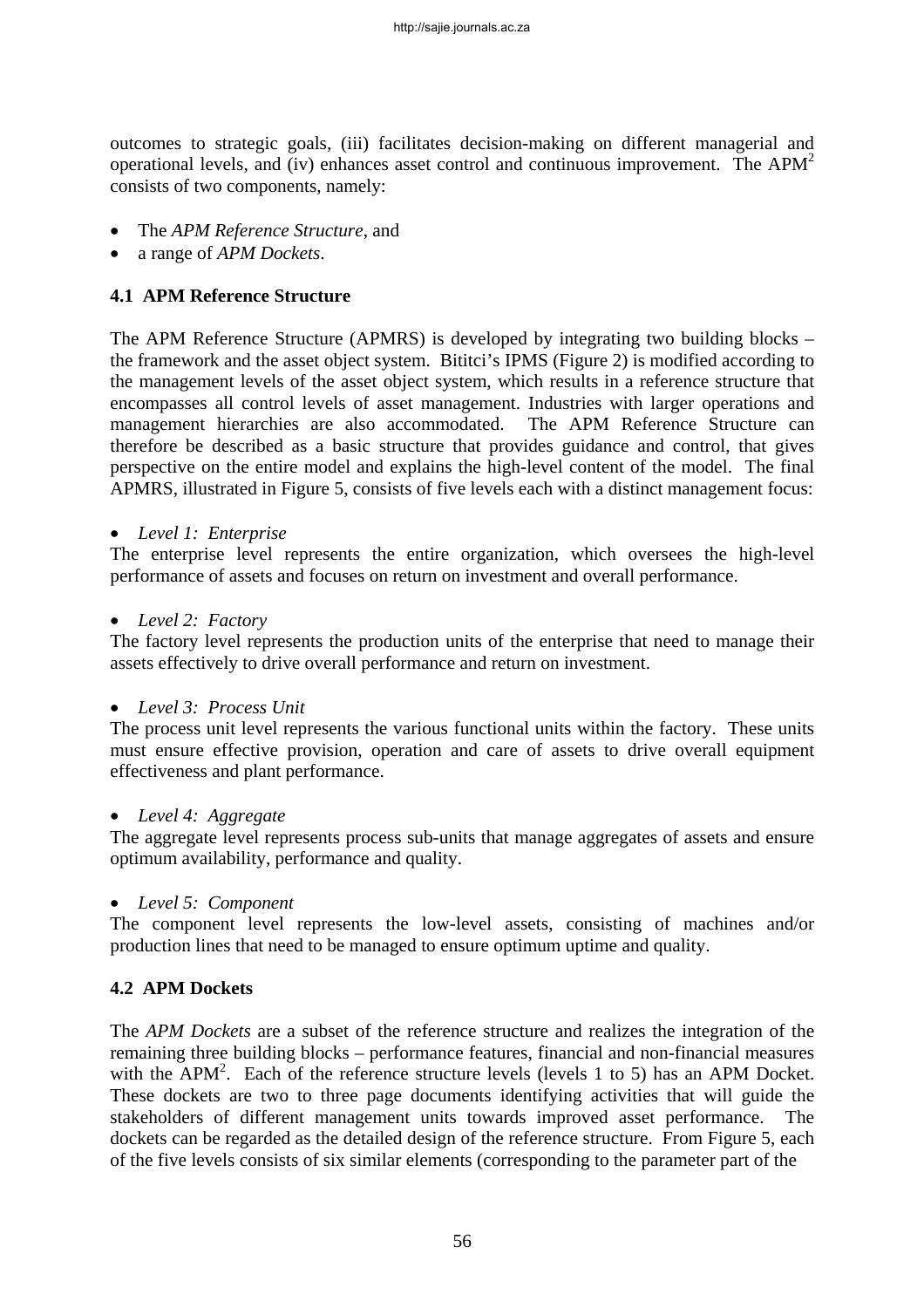outcomes to strategic goals, (iii) facilitates decision-making on different managerial and operational levels, and (iv) enhances asset control and continuous improvement. The $APM^2$ consists of two components, namely:

- The *APM Reference Structure*, and
- a range of *APM Dockets*.

### 4.1 APM Reference Structure

The APM Reference Structure (APMRS) is developed by integrating two building blocks – the framework and the asset object system. Bititci's IPMS (Figure 2) is modified according to the management levels of the asset object system, which results in a reference structure that encompasses all control levels of asset management. Industries with larger operations and management hierarchies are also accommodated. The APM Reference Structure can therefore be described as a basic structure that provides guidance and control, that gives perspective on the entire model and explains the high-level content of the model. The final APMRS, illustrated in Figure 5, consists of five levels each with a distinct management focus:

- *Level 1: Enterprise*

The enterprise level represents the entire organization, which oversees the high-level performance of assets and focuses on return on investment and overall performance.

- *Level 2: Factory*

The factory level represents the production units of the enterprise that need to manage their assets effectively to drive overall performance and return on investment.

- *Level 3: Process Unit*

The process unit level represents the various functional units within the factory. These units must ensure effective provision, operation and care of assets to drive overall equipment effectiveness and plant performance.

- *Level 4: Aggregate*

The aggregate level represents process sub-units that manage aggregates of assets and ensure optimum availability, performance and quality.

- *Level 5: Component*

The component level represents the low-level assets, consisting of machines and/or production lines that need to be managed to ensure optimum uptime and quality.

### 4.2 APM Dockets

The *APM Dockets* are a subset of the reference structure and realizes the integration of the remaining three building blocks – performance features, financial and non-financial measures with the $APM^2$. Each of the reference structure levels (levels 1 to 5) has an APM Docket. These dockets are two to three page documents identifying activities that will guide the stakeholders of different management units towards improved asset performance. The dockets can be regarded as the detailed design of the reference structure. From Figure 5, each of the five levels consists of six similar elements (corresponding to the parameter part of the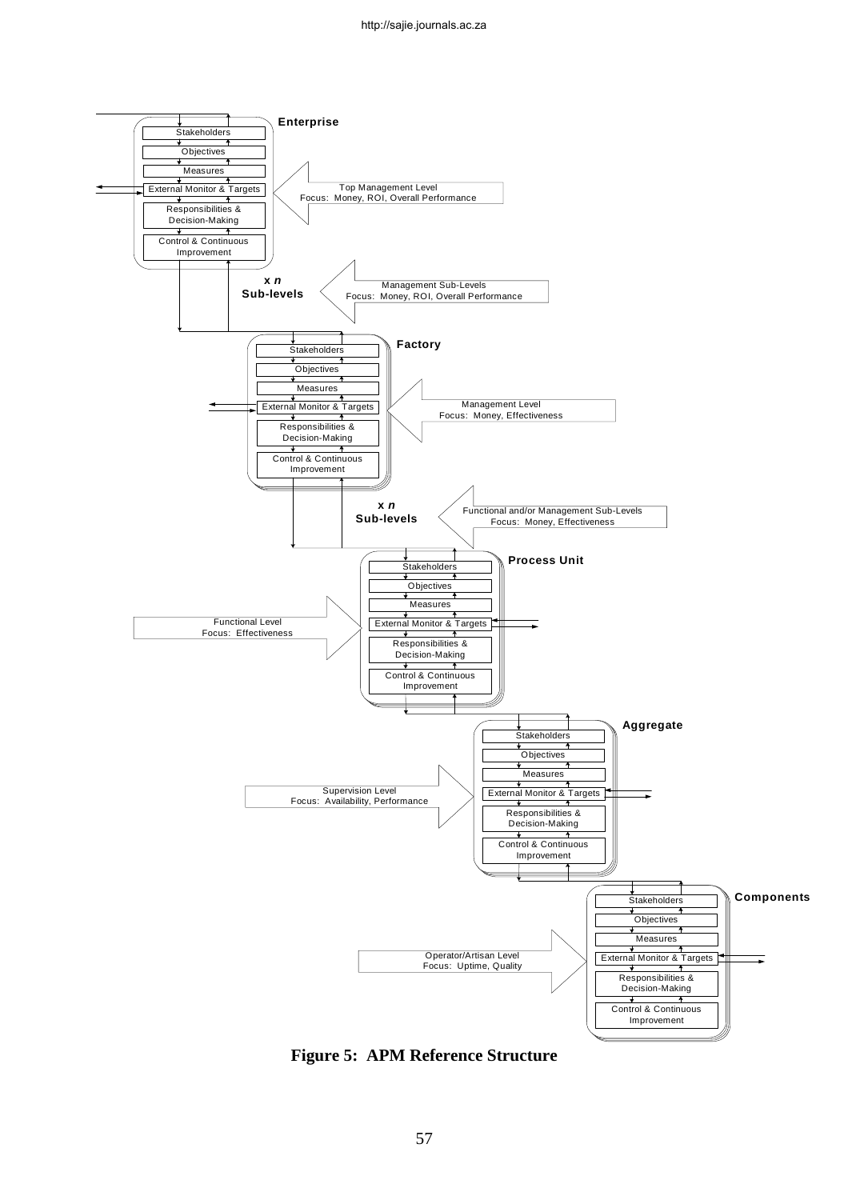**Enterprise**

- Stakeholders
- Objectives
- Measures
- External Monitor & Targets
- Responsibilities & Decision-Making
- Control & Continuous Improvement

Top Management Level
Focus: Money, ROI, Overall Performance

x *n* Sub-levels

Management Sub-Levels
Focus: Money, ROI, Overall Performance

**Factory**

- Stakeholders
- Objectives
- Measures
- External Monitor & Targets
- Responsibilities & Decision-Making
- Control & Continuous Improvement

Management Level
Focus: Money, Effectiveness

x *n* Sub-levels

Functional and/or Management Sub-Levels
Focus: Money, Effectiveness

**Process Unit**

- Stakeholders
- Objectives
- Measures
- External Monitor & Targets
- Responsibilities & Decision-Making
- Control & Continuous Improvement

Functional Level
Focus: Effectiveness

**Aggregate**

- Stakeholders
- Objectives
- Measures
- External Monitor & Targets
- Responsibilities & Decision-Making
- Control & Continuous Improvement

Supervision Level
Focus: Availability, Performance

**Components**

- Stakeholders
- Objectives
- Measures
- External Monitor & Targets
- Responsibilities & Decision-Making
- Control & Continuous Improvement

Operator/Artisan Level
Focus: Uptime, Quality

**Figure 5: APM Reference Structure**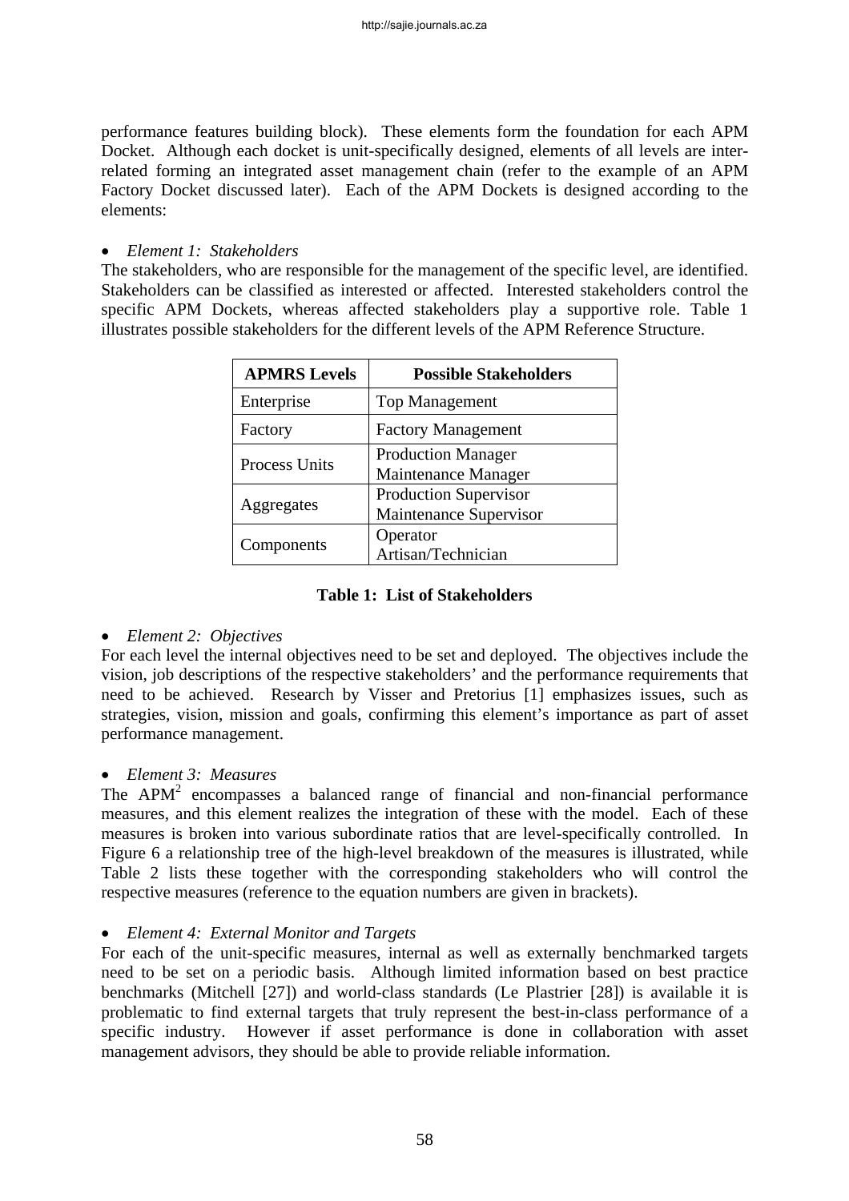performance features building block). These elements form the foundation for each APM Docket. Although each docket is unit-specifically designed, elements of all levels are inter-related forming an integrated asset management chain (refer to the example of an APM Factory Docket discussed later). Each of the APM Dockets is designed according to the elements:

- *Element 1: Stakeholders*

The stakeholders, who are responsible for the management of the specific level, are identified. Stakeholders can be classified as interested or affected. Interested stakeholders control the specific APM Dockets, whereas affected stakeholders play a supportive role. Table 1 illustrates possible stakeholders for the different levels of the APM Reference Structure.

| APMRS Levels | Possible Stakeholders |
|---|---|
| Enterprise | Top Management |
| Factory | Factory Management |
| Process Units | Production Manager<br>Maintenance Manager |
| Aggregates | Production Supervisor<br>Maintenance Supervisor |
| Components | Operator<br>Artisan/Technician |

**Table 1: List of Stakeholders**

- *Element 2: Objectives*

For each level the internal objectives need to be set and deployed. The objectives include the vision, job descriptions of the respective stakeholders' and the performance requirements that need to be achieved. Research by Visser and Pretorius [1] emphasizes issues, such as strategies, vision, mission and goals, confirming this element's importance as part of asset performance management.

- *Element 3: Measures*

The $APM^2$ encompasses a balanced range of financial and non-financial performance measures, and this element realizes the integration of these with the model. Each of these measures is broken into various subordinate ratios that are level-specifically controlled. In Figure 6 a relationship tree of the high-level breakdown of the measures is illustrated, while Table 2 lists these together with the corresponding stakeholders who will control the respective measures (reference to the equation numbers are given in brackets).

- *Element 4: External Monitor and Targets*

For each of the unit-specific measures, internal as well as externally benchmarked targets need to be set on a periodic basis. Although limited information based on best practice benchmarks (Mitchell [27]) and world-class standards (Le Plastrier [28]) is available it is problematic to find external targets that truly represent the best-in-class performance of a specific industry. However if asset performance is done in collaboration with asset management advisors, they should be able to provide reliable information.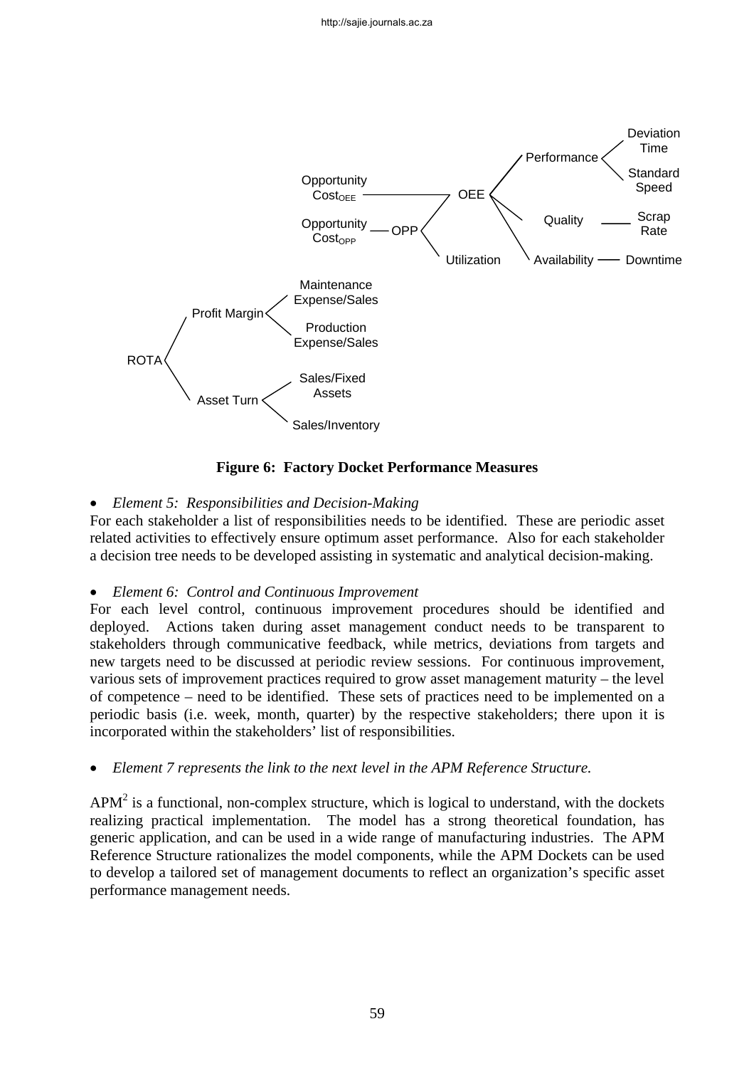Figure 6: Factory Docket Performance Measures

- *Element 5: Responsibilities and Decision-Making*

For each stakeholder a list of responsibilities needs to be identified. These are periodic asset related activities to effectively ensure optimum asset performance. Also for each stakeholder a decision tree needs to be developed assisting in systematic and analytical decision-making.

- *Element 6: Control and Continuous Improvement*

For each level control, continuous improvement procedures should be identified and deployed. Actions taken during asset management conduct needs to be transparent to stakeholders through communicative feedback, while metrics, deviations from targets and new targets need to be discussed at periodic review sessions. For continuous improvement, various sets of improvement practices required to grow asset management maturity – the level of competence – need to be identified. These sets of practices need to be implemented on a periodic basis (i.e. week, month, quarter) by the respective stakeholders; there upon it is incorporated within the stakeholders' list of responsibilities.

- *Element 7 represents the link to the next level in the APM Reference Structure.*

$APM^2$ is a functional, non-complex structure, which is logical to understand, with the dockets realizing practical implementation. The model has a strong theoretical foundation, has generic application, and can be used in a wide range of manufacturing industries. The APM Reference Structure rationalizes the model components, while the APM Dockets can be used to develop a tailored set of management documents to reflect an organization's specific asset performance management needs.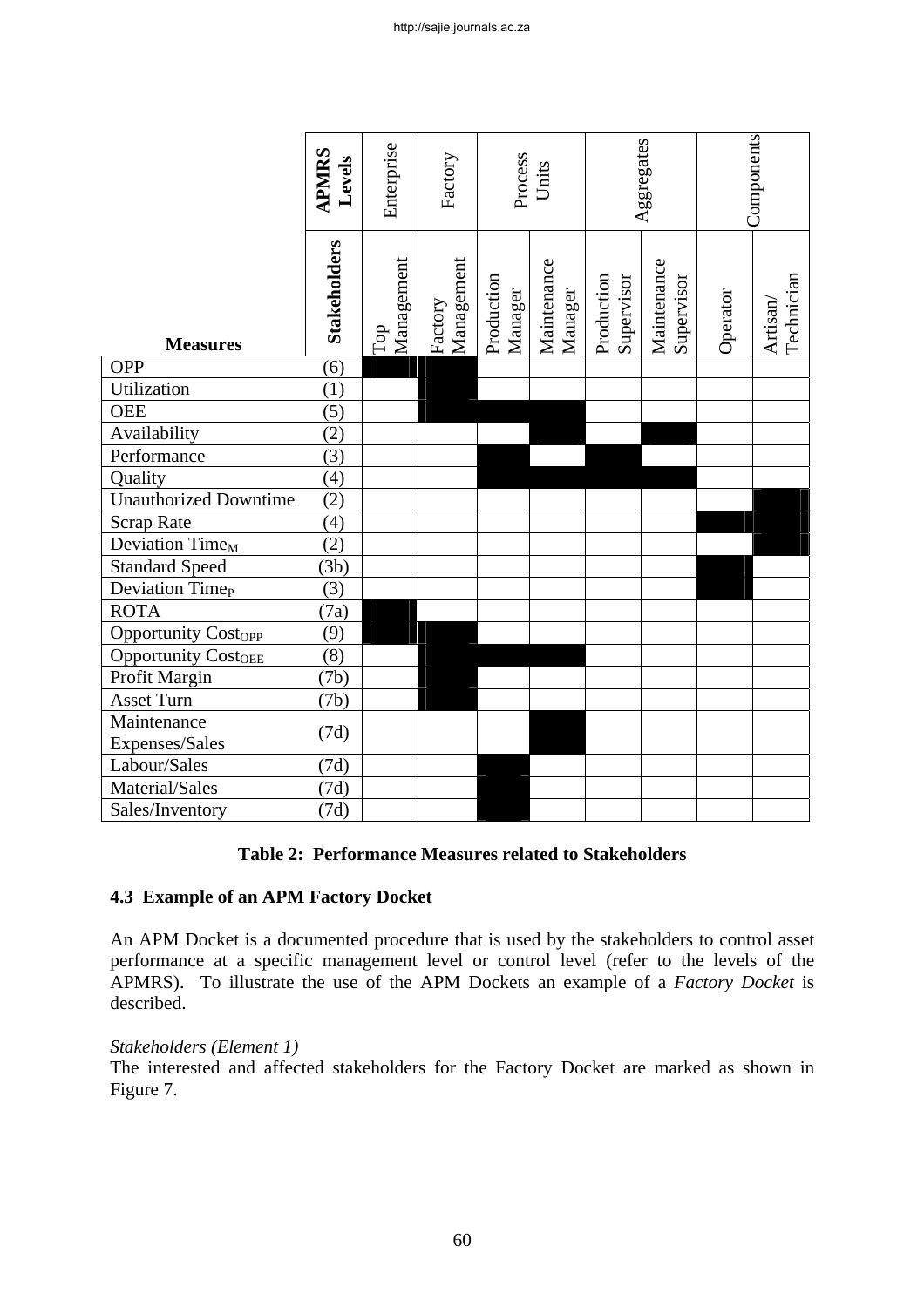| Measures | APMRS Levels | Enterprise | Factory | Process Units | | Aggregates | | Components | |
|---|---|---|---|---|---|---|---|---|---|
| | **Stakeholders** | Top Management | Factory Management | Production Manager | Maintenance Manager | Production Supervisor | Maintenance Supervisor | Operator | Artisan/ Technician |
| OPP | (6) | ■ | | | | | | | |
| Utilization | (1) | | ■ | | | | | | |
| OEE | (5) | | ■ | ■ | ■ | | | | |
| Availability | (2) | | | | ■ | | ■ | | |
| Performance | (3) | | | ■ | | ■ | | | |
| Quality | (4) | | | ■ | ■ | ■ | ■ | | |
| Unauthorized Downtime | (2) | | | | | | | | ■ |
| Scrap Rate | (4) | | | | | | | ■ | ■ |
| Deviation $\text{Time}_M$ | (2) | | | | | | | | ■ |
| Standard Speed | (3b) | | | | | | | ■ | |
| Deviation $\text{Time}_P$ | (3) | | | | | | | ■ | |
| ROTA | (7a) | ■ | | | | | | | |
| Opportunity $\text{Cost}_{OPP}$ | (9) | ■ | ■ | | | | | | |
| Opportunity $\text{Cost}_{OEE}$ | (8) | | ■ | ■ | ■ | | | | |
| Profit Margin | (7b) | | ■ | | | | | | |
| Asset Turn | (7b) | | ■ | | | | | | |
| Maintenance Expenses/Sales | (7d) | | | | ■ | | | | |
| Labour/Sales | (7d) | | | ■ | | | | | |
| Material/Sales | (7d) | | | ■ | | | | | |
| Sales/Inventory | (7d) | | | ■ | | | | | |

**Table 2: Performance Measures related to Stakeholders**

### 4.3 Example of an APM Factory Docket

An APM Docket is a documented procedure that is used by the stakeholders to control asset performance at a specific management level or control level (refer to the levels of the APMRS). To illustrate the use of the APM Dockets an example of a *Factory Docket* is described.

*Stakeholders (Element 1)*

The interested and affected stakeholders for the Factory Docket are marked as shown in Figure 7.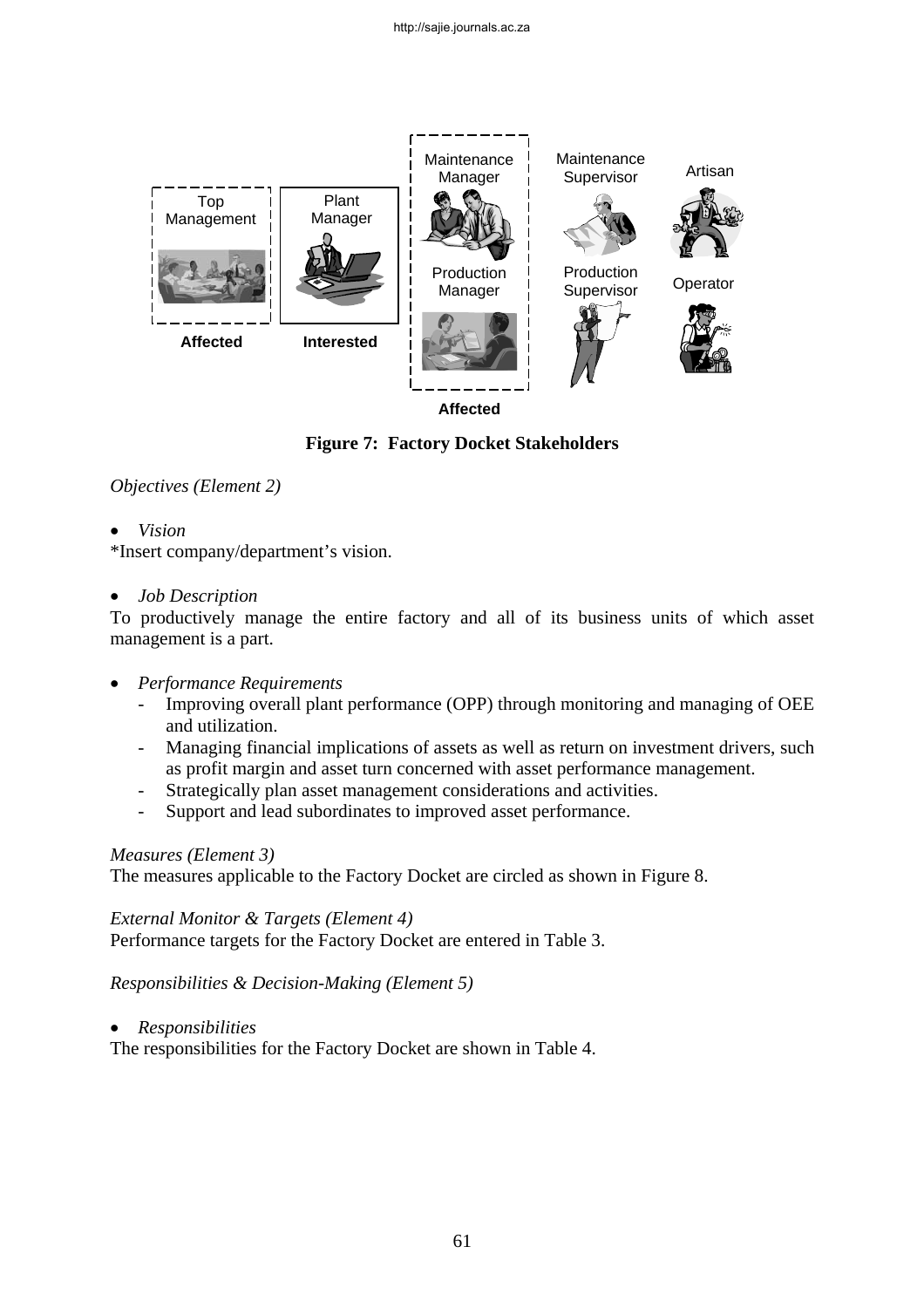Figure 7: Factory Docket Stakeholders

*Objectives (Element 2)*

- *Vision*

*Insert company/department's vision.

- *Job Description*

To productively manage the entire factory and all of its business units of which asset management is a part.

- *Performance Requirements*
  - Improving overall plant performance (OPP) through monitoring and managing of OEE and utilization.
  - Managing financial implications of assets as well as return on investment drivers, such as profit margin and asset turn concerned with asset performance management.
  - Strategically plan asset management considerations and activities.
  - Support and lead subordinates to improved asset performance.

*Measures (Element 3)*

The measures applicable to the Factory Docket are circled as shown in Figure 8.

*External Monitor & Targets (Element 4)*

Performance targets for the Factory Docket are entered in Table 3.

*Responsibilities & Decision-Making (Element 5)*

- *Responsibilities*

The responsibilities for the Factory Docket are shown in Table 4.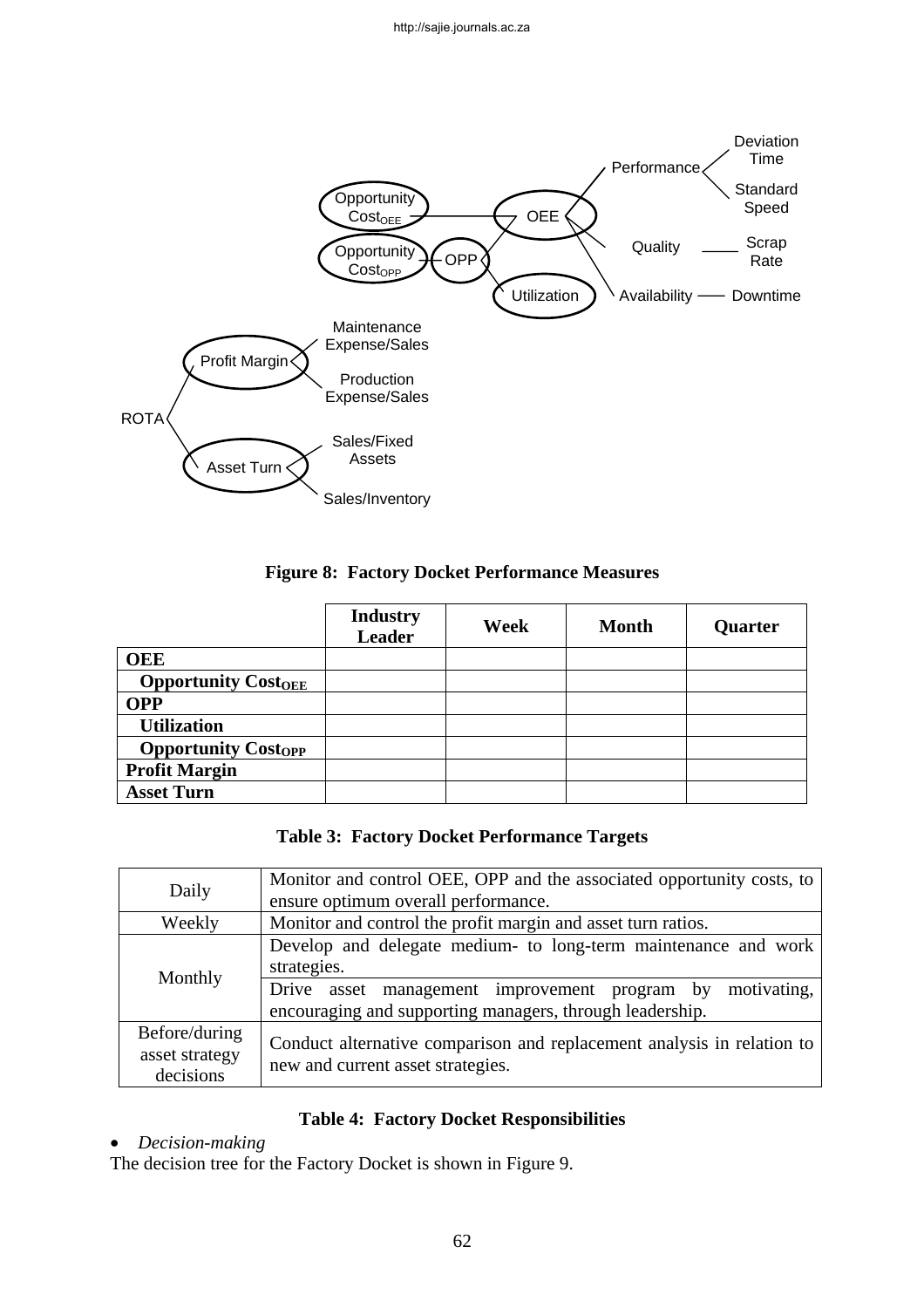**Figure 8: Factory Docket Performance Measures**

| | Industry Leader | Week | Month | Quarter |
|---|---|---|---|---|
| **OEE** | | | | |
| **Opportunity Cost$_{OEE}$** | | | | |
| **OPP** | | | | |
| **Utilization** | | | | |
| **Opportunity Cost$_{OPP}$** | | | | |
| **Profit Margin** | | | | |
| **Asset Turn** | | | | |

**Table 3: Factory Docket Performance Targets**

| | |
|---|---|
| Daily | Monitor and control OEE, OPP and the associated opportunity costs, to ensure optimum overall performance. |
| Weekly | Monitor and control the profit margin and asset turn ratios. |
| Monthly | Develop and delegate medium- to long-term maintenance and work strategies. |
| | Drive asset management improvement program by motivating, encouraging and supporting managers, through leadership. |
| Before/during asset strategy decisions | Conduct alternative comparison and replacement analysis in relation to new and current asset strategies. |

**Table 4: Factory Docket Responsibilities**

- *Decision-making*

The decision tree for the Factory Docket is shown in Figure 9.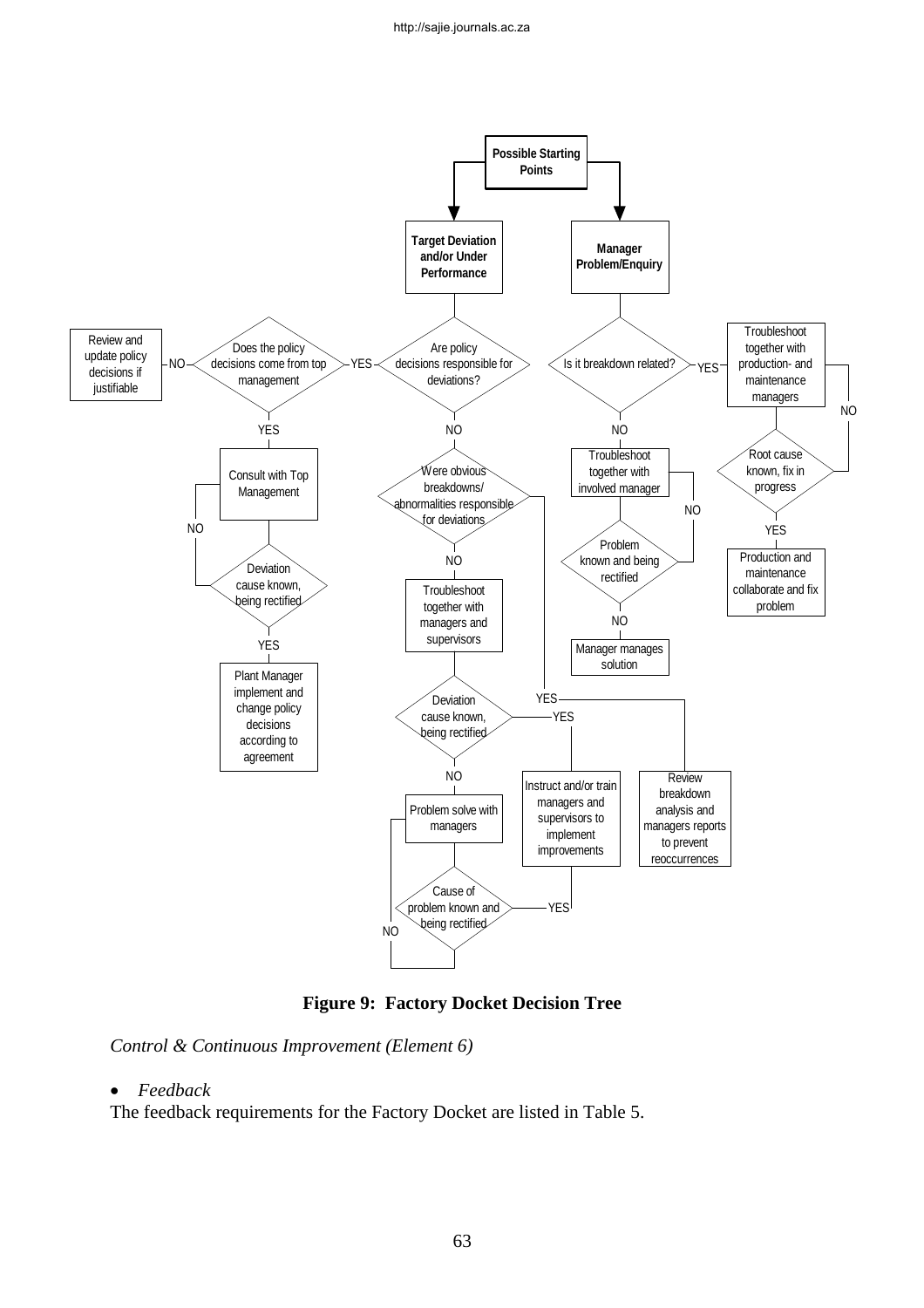**Figure 9: Factory Docket Decision Tree**

*Control & Continuous Improvement (Element 6)*

- *Feedback*

The feedback requirements for the Factory Docket are listed in Table 5.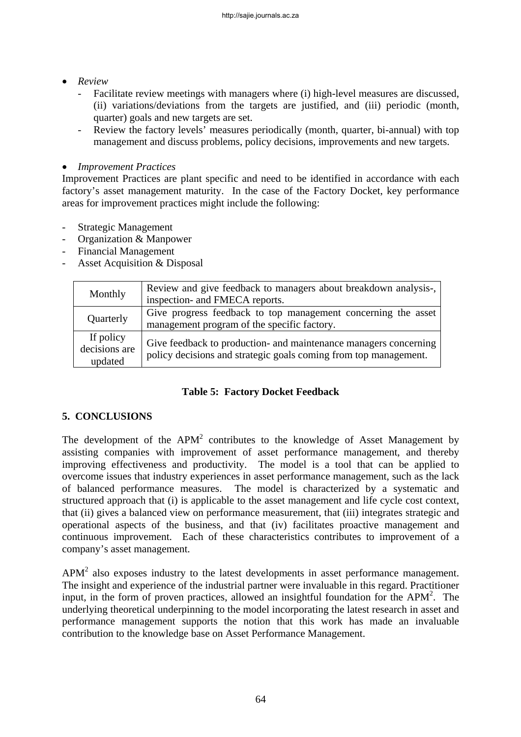- *Review*
  - Facilitate review meetings with managers where (i) high-level measures are discussed, (ii) variations/deviations from the targets are justified, and (iii) periodic (month, quarter) goals and new targets are set.
  - Review the factory levels' measures periodically (month, quarter, bi-annual) with top management and discuss problems, policy decisions, improvements and new targets.

- *Improvement Practices*

Improvement Practices are plant specific and need to be identified in accordance with each factory's asset management maturity. In the case of the Factory Docket, key performance areas for improvement practices might include the following:

- Strategic Management
- Organization & Manpower
- Financial Management
- Asset Acquisition & Disposal

| | |
|---|---|
| Monthly | Review and give feedback to managers about breakdown analysis-, inspection- and FMECA reports. |
| Quarterly | Give progress feedback to top management concerning the asset management program of the specific factory. |
| If policy decisions are updated | Give feedback to production- and maintenance managers concerning policy decisions and strategic goals coming from top management. |

**Table 5: Factory Docket Feedback**

## 5. CONCLUSIONS

The development of the $APM^2$ contributes to the knowledge of Asset Management by assisting companies with improvement of asset performance management, and thereby improving effectiveness and productivity. The model is a tool that can be applied to overcome issues that industry experiences in asset performance management, such as the lack of balanced performance measures. The model is characterized by a systematic and structured approach that (i) is applicable to the asset management and life cycle cost context, that (ii) gives a balanced view on performance measurement, that (iii) integrates strategic and operational aspects of the business, and that (iv) facilitates proactive management and continuous improvement. Each of these characteristics contributes to improvement of a company's asset management.

$APM^2$ also exposes industry to the latest developments in asset performance management. The insight and experience of the industrial partner were invaluable in this regard. Practitioner input, in the form of proven practices, allowed an insightful foundation for the $APM^2$. The underlying theoretical underpinning to the model incorporating the latest research in asset and performance management supports the notion that this work has made an invaluable contribution to the knowledge base on Asset Performance Management.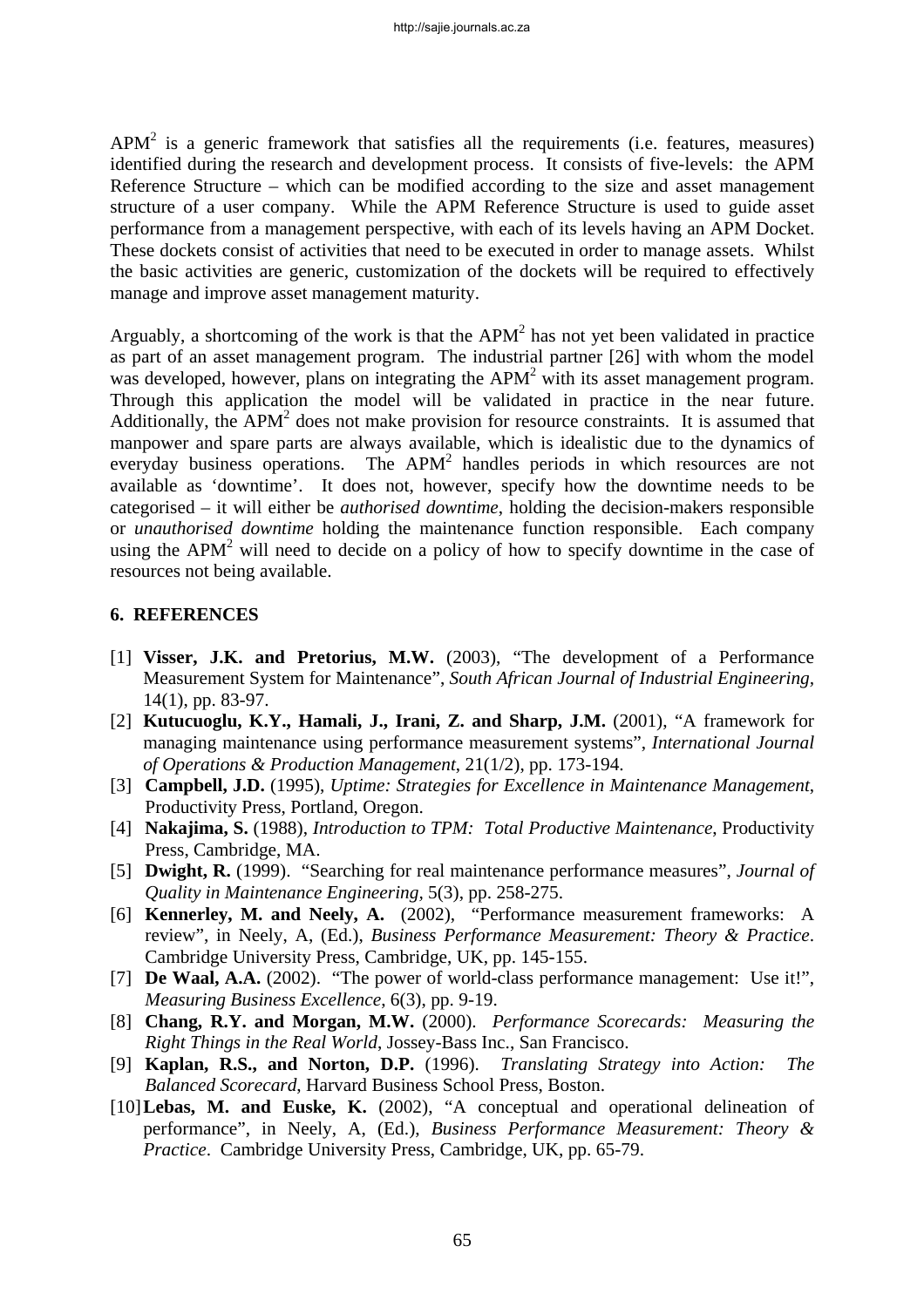$APM^2$ is a generic framework that satisfies all the requirements (i.e. features, measures) identified during the research and development process. It consists of five-levels: the APM Reference Structure – which can be modified according to the size and asset management structure of a user company. While the APM Reference Structure is used to guide asset performance from a management perspective, with each of its levels having an APM Docket. These dockets consist of activities that need to be executed in order to manage assets. Whilst the basic activities are generic, customization of the dockets will be required to effectively manage and improve asset management maturity.

Arguably, a shortcoming of the work is that the $APM^2$ has not yet been validated in practice as part of an asset management program. The industrial partner [26] with whom the model was developed, however, plans on integrating the $APM^2$ with its asset management program. Through this application the model will be validated in practice in the near future. Additionally, the $APM^2$ does not make provision for resource constraints. It is assumed that manpower and spare parts are always available, which is idealistic due to the dynamics of everyday business operations. The $APM^2$ handles periods in which resources are not available as 'downtime'. It does not, however, specify how the downtime needs to be categorised – it will either be *authorised downtime*, holding the decision-makers responsible or *unauthorised downtime* holding the maintenance function responsible. Each company using the $APM^2$ will need to decide on a policy of how to specify downtime in the case of resources not being available.

## 6. REFERENCES

[1] **Visser, J.K. and Pretorius, M.W.** (2003), "The development of a Performance Measurement System for Maintenance", *South African Journal of Industrial Engineering*, 14(1), pp. 83-97.

[2] **Kutucuoglu, K.Y., Hamali, J., Irani, Z. and Sharp, J.M.** (2001), "A framework for managing maintenance using performance measurement systems", *International Journal of Operations & Production Management*, 21(1/2), pp. 173-194.

[3] **Campbell, J.D.** (1995), *Uptime: Strategies for Excellence in Maintenance Management*, Productivity Press, Portland, Oregon.

[4] **Nakajima, S.** (1988), *Introduction to TPM: Total Productive Maintenance*, Productivity Press, Cambridge, MA.

[5] **Dwight, R.** (1999). "Searching for real maintenance performance measures", *Journal of Quality in Maintenance Engineering*, 5(3), pp. 258-275.

[6] **Kennerley, M. and Neely, A.** (2002), "Performance measurement frameworks: A review", in Neely, A, (Ed.), *Business Performance Measurement: Theory & Practice*. Cambridge University Press, Cambridge, UK, pp. 145-155.

[7] **De Waal, A.A.** (2002). "The power of world-class performance management: Use it!", *Measuring Business Excellence*, 6(3), pp. 9-19.

[8] **Chang, R.Y. and Morgan, M.W.** (2000). *Performance Scorecards: Measuring the Right Things in the Real World*, Jossey-Bass Inc., San Francisco.

[9] **Kaplan, R.S., and Norton, D.P.** (1996). *Translating Strategy into Action: The Balanced Scorecard*, Harvard Business School Press, Boston.

[10] **Lebas, M. and Euske, K.** (2002), "A conceptual and operational delineation of performance", in Neely, A, (Ed.), *Business Performance Measurement: Theory & Practice*. Cambridge University Press, Cambridge, UK, pp. 65-79.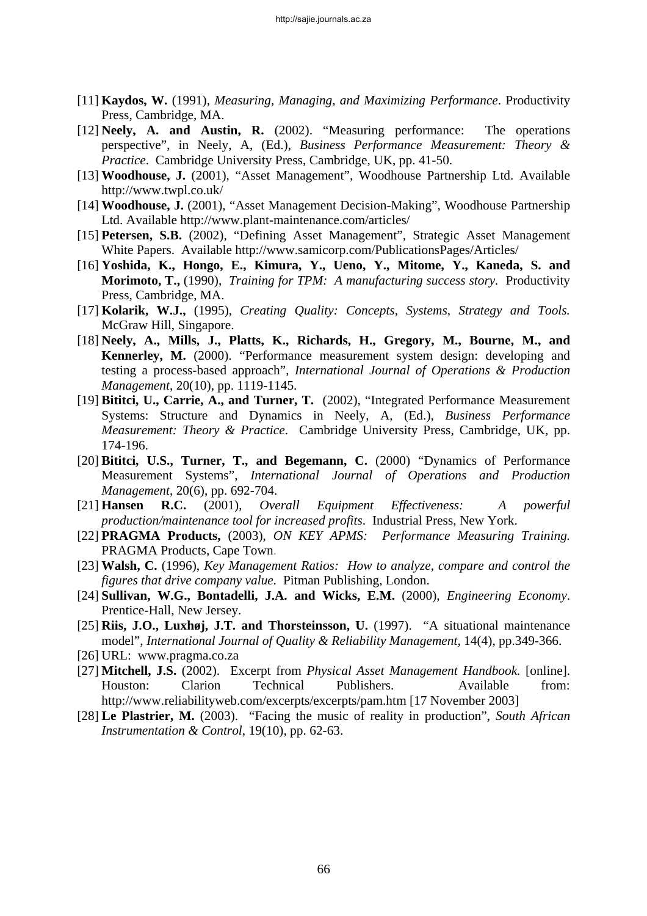[11] **Kaydos, W.** (1991), *Measuring, Managing, and Maximizing Performance*. Productivity Press, Cambridge, MA.

[12] **Neely, A. and Austin, R.** (2002). "Measuring performance: The operations perspective", in Neely, A, (Ed.), *Business Performance Measurement: Theory & Practice*. Cambridge University Press, Cambridge, UK, pp. 41-50.

[13] **Woodhouse, J.** (2001), "Asset Management", Woodhouse Partnership Ltd. Available http://www.twpl.co.uk/

[14] **Woodhouse, J.** (2001), "Asset Management Decision-Making", Woodhouse Partnership Ltd. Available http://www.plant-maintenance.com/articles/

[15] **Petersen, S.B.** (2002), "Defining Asset Management", Strategic Asset Management White Papers. Available http://www.samicorp.com/PublicationsPages/Articles/

[16] **Yoshida, K., Hongo, E., Kimura, Y., Ueno, Y., Mitome, Y., Kaneda, S. and Morimoto, T.,** (1990), *Training for TPM: A manufacturing success story*. Productivity Press, Cambridge, MA.

[17] **Kolarik, W.J.,** (1995), *Creating Quality: Concepts, Systems, Strategy and Tools.* McGraw Hill, Singapore.

[18] **Neely, A., Mills, J., Platts, K., Richards, H., Gregory, M., Bourne, M., and Kennerley, M.** (2000). "Performance measurement system design: developing and testing a process-based approach", *International Journal of Operations & Production Management*, 20(10), pp. 1119-1145.

[19] **Bititci, U., Carrie, A., and Turner, T.** (2002), "Integrated Performance Measurement Systems: Structure and Dynamics in Neely, A, (Ed.), *Business Performance Measurement: Theory & Practice*. Cambridge University Press, Cambridge, UK, pp. 174-196.

[20] **Bititci, U.S., Turner, T., and Begemann, C.** (2000) "Dynamics of Performance Measurement Systems", *International Journal of Operations and Production Management*, 20(6), pp. 692-704.

[21] **Hansen R.C.** (2001), *Overall Equipment Effectiveness: A powerful production/maintenance tool for increased profits*. Industrial Press, New York.

[22] **PRAGMA Products,** (2003), *ON KEY APMS: Performance Measuring Training.* PRAGMA Products, Cape Town.

[23] **Walsh, C.** (1996), *Key Management Ratios: How to analyze, compare and control the figures that drive company value*. Pitman Publishing, London.

[24] **Sullivan, W.G., Bontadelli, J.A. and Wicks, E.M.** (2000), *Engineering Economy*. Prentice-Hall, New Jersey.

[25] **Riis, J.O., Luxhøj, J.T. and Thorsteinsson, U.** (1997). "A situational maintenance model", *International Journal of Quality & Reliability Management*, 14(4), pp.349-366.

[26] URL: www.pragma.co.za

[27] **Mitchell, J.S.** (2002). Excerpt from *Physical Asset Management Handbook.* [online]. Houston: Clarion Technical Publishers. Available from: http://www.reliabilityweb.com/excerpts/excerpts/pam.htm [17 November 2003]

[28] **Le Plastrier, M.** (2003). "Facing the music of reality in production", *South African Instrumentation & Control*, 19(10), pp. 62-63.